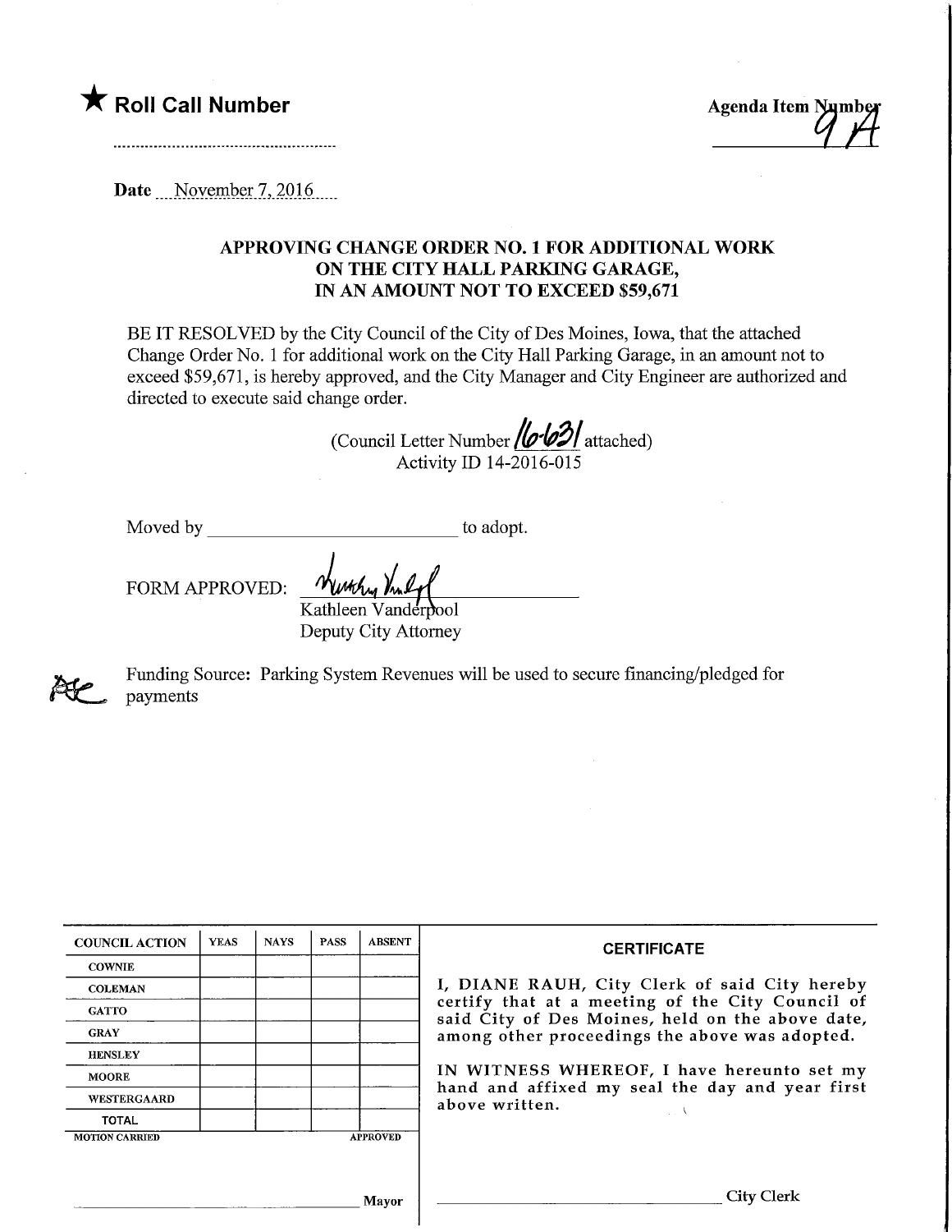★ **Roll Call Number**

..........................................................

**Agenda Item Number**
9A

**Date** November 7, 2016

## APPROVING CHANGE ORDER NO. 1 FOR ADDITIONAL WORK ON THE CITY HALL PARKING GARAGE, IN AN AMOUNT NOT TO EXCEED $59,671

BE IT RESOLVED by the City Council of the City of Des Moines, Iowa, that the attached Change Order No. 1 for additional work on the City Hall Parking Garage, in an amount not to exceed $59,671, is hereby approved, and the City Manager and City Engineer are authorized and directed to execute said change order.

(Council Letter Number 16-631 attached)
Activity ID 14-2016-015

Moved by ______________________ to adopt.

FORM APPROVED: Kathleen Vanderpool
Kathleen Vanderpool
Deputy City Attorney

Funding Source: Parking System Revenues will be used to secure financing/pledged for payments

| COUNCIL ACTION | YEAS | NAYS | PASS | ABSENT |
|---|---|---|---|---|
| COWNIE | | | | |
| COLEMAN | | | | |
| GATTO | | | | |
| GRAY | | | | |
| HENSLEY | | | | |
| MOORE | | | | |
| WESTERGAARD | | | | |
| TOTAL | | | | |
| MOTION CARRIED | | | | APPROVED |

______________________ Mayor

**CERTIFICATE**

I, DIANE RAUH, City Clerk of said City hereby certify that at a meeting of the City Council of said City of Des Moines, held on the above date, among other proceedings the above was adopted.

IN WITNESS WHEREOF, I have hereunto set my hand and affixed my seal the day and year first above written.

______________________ City Clerk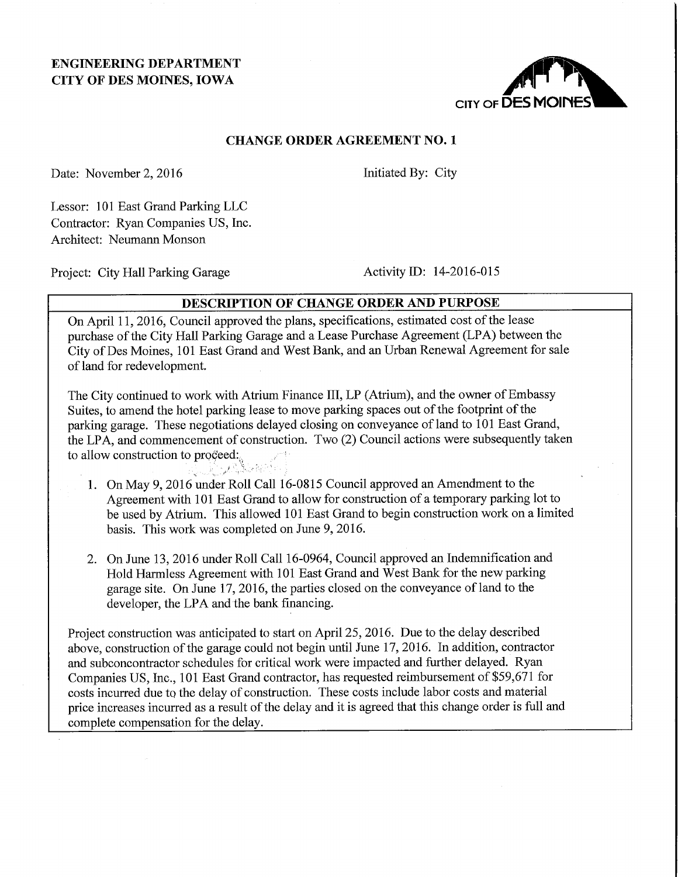**ENGINEERING DEPARTMENT**
**CITY OF DES MOINES, IOWA**

## CHANGE ORDER AGREEMENT NO. 1

Date: November 2, 2016 | Initiated By: City

Lessor: 101 East Grand Parking LLC
Contractor: Ryan Companies US, Inc.
Architect: Neumann Monson

Project: City Hall Parking Garage | Activity ID: 14-2016-015

### DESCRIPTION OF CHANGE ORDER AND PURPOSE

On April 11, 2016, Council approved the plans, specifications, estimated cost of the lease purchase of the City Hall Parking Garage and a Lease Purchase Agreement (LPA) between the City of Des Moines, 101 East Grand and West Bank, and an Urban Renewal Agreement for sale of land for redevelopment.

The City continued to work with Atrium Finance III, LP (Atrium), and the owner of Embassy Suites, to amend the hotel parking lease to move parking spaces out of the footprint of the parking garage. These negotiations delayed closing on conveyance of land to 101 East Grand, the LPA, and commencement of construction. Two (2) Council actions were subsequently taken to allow construction to proceed:

1. On May 9, 2016 under Roll Call 16-0815 Council approved an Amendment to the Agreement with 101 East Grand to allow for construction of a temporary parking lot to be used by Atrium. This allowed 101 East Grand to begin construction work on a limited basis. This work was completed on June 9, 2016.

2. On June 13, 2016 under Roll Call 16-0964, Council approved an Indemnification and Hold Harmless Agreement with 101 East Grand and West Bank for the new parking garage site. On June 17, 2016, the parties closed on the conveyance of land to the developer, the LPA and the bank financing.

Project construction was anticipated to start on April 25, 2016. Due to the delay described above, construction of the garage could not begin until June 17, 2016. In addition, contractor and subconcontractor schedules for critical work were impacted and further delayed. Ryan Companies US, Inc., 101 East Grand contractor, has requested reimbursement of $59,671 for costs incurred due to the delay of construction. These costs include labor costs and material price increases incurred as a result of the delay and it is agreed that this change order is full and complete compensation for the delay.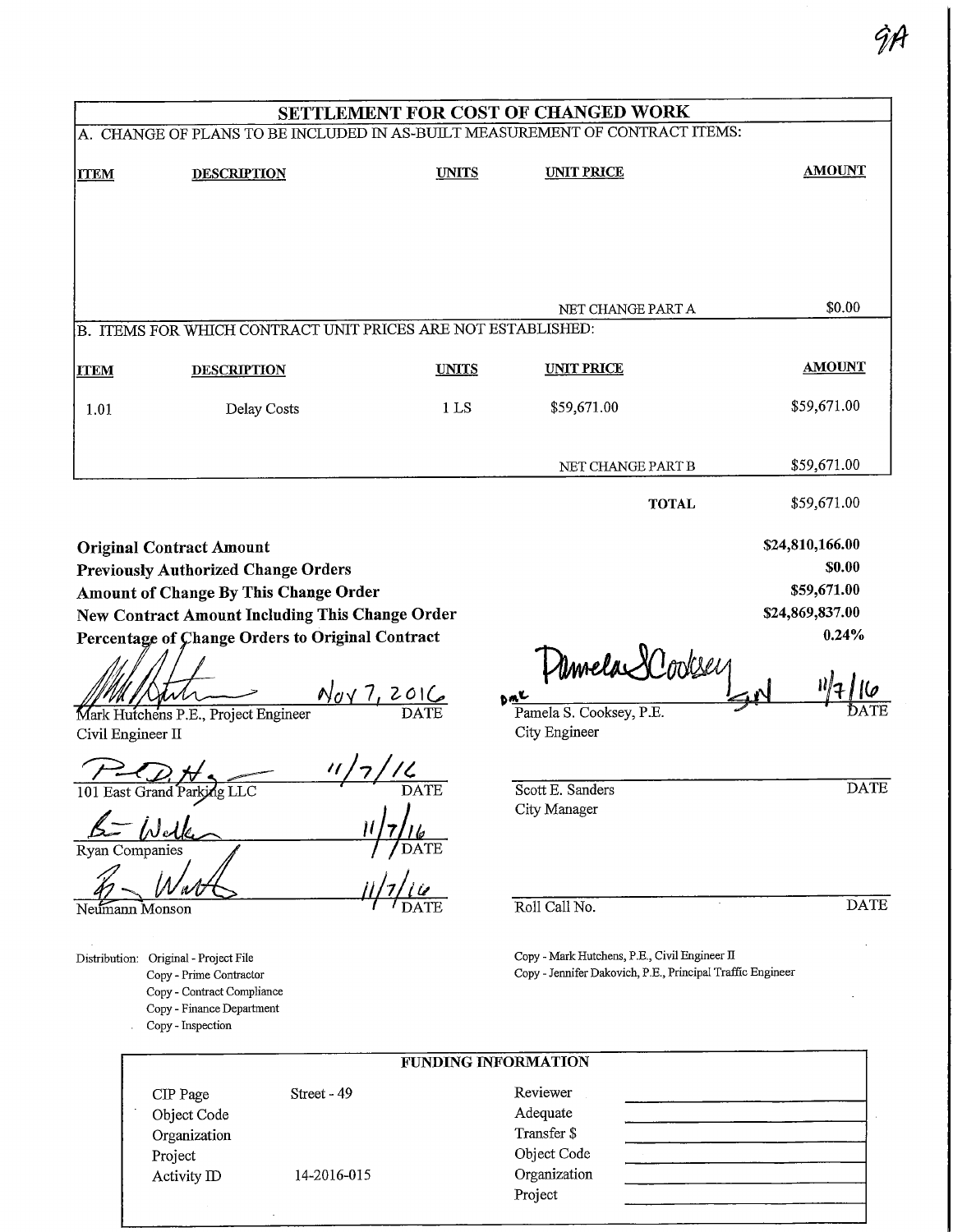9A

# SETTLEMENT FOR COST OF CHANGED WORK

## A. CHANGE OF PLANS TO BE INCLUDED IN AS-BUILT MEASUREMENT OF CONTRACT ITEMS:

| ITEM | DESCRIPTION | UNITS | UNIT PRICE | AMOUNT |
|---|---|---|---|---|
| | | | NET CHANGE PART A | $0.00 |

## B. ITEMS FOR WHICH CONTRACT UNIT PRICES ARE NOT ESTABLISHED:

| ITEM | DESCRIPTION | UNITS | UNIT PRICE | AMOUNT |
|---|---|---|---|---|
| 1.01 | Delay Costs | 1 LS | $59,671.00 | $59,671.00 |
| | | | NET CHANGE PART B | $59,671.00 |

**TOTAL** $59,671.00

| | |
|---|---|
| **Original Contract Amount** | **$24,810,166.00** |
| **Previously Authorized Change Orders** | **$0.00** |
| **Amount of Change By This Change Order** | **$59,671.00** |
| **New Contract Amount Including This Change Order** | **$24,869,837.00** |
| **Percentage of Change Orders to Original Contract** | **0.24%** |

Nov 7, 2016
Mark Hutchens P.E., Project Engineer — DATE
Civil Engineer II

11/7/16
101 East Grand Parking LLC — DATE

11/7/16
Ryan Companies — DATE

11/7/16
Neumann Monson — DATE

11/7/16
Pamela S. Cooksey, P.E. — DATE
City Engineer

Scott E. Sanders — DATE
City Manager

Roll Call No. — DATE

Distribution: Original - Project File
Copy - Prime Contractor
Copy - Contract Compliance
Copy - Finance Department
Copy - Inspection

Copy - Mark Hutchens, P.E., Civil Engineer II
Copy - Jennifer Dakovich, P.E., Principal Traffic Engineer

## FUNDING INFORMATION

| | | | |
|---|---|---|---|
| CIP Page | Street - 49 | Reviewer | |
| Object Code | | Adequate | |
| Organization | | Transfer $ | |
| Project | | Object Code | |
| Activity ID | 14-2016-015 | Organization | |
| | | Project | |